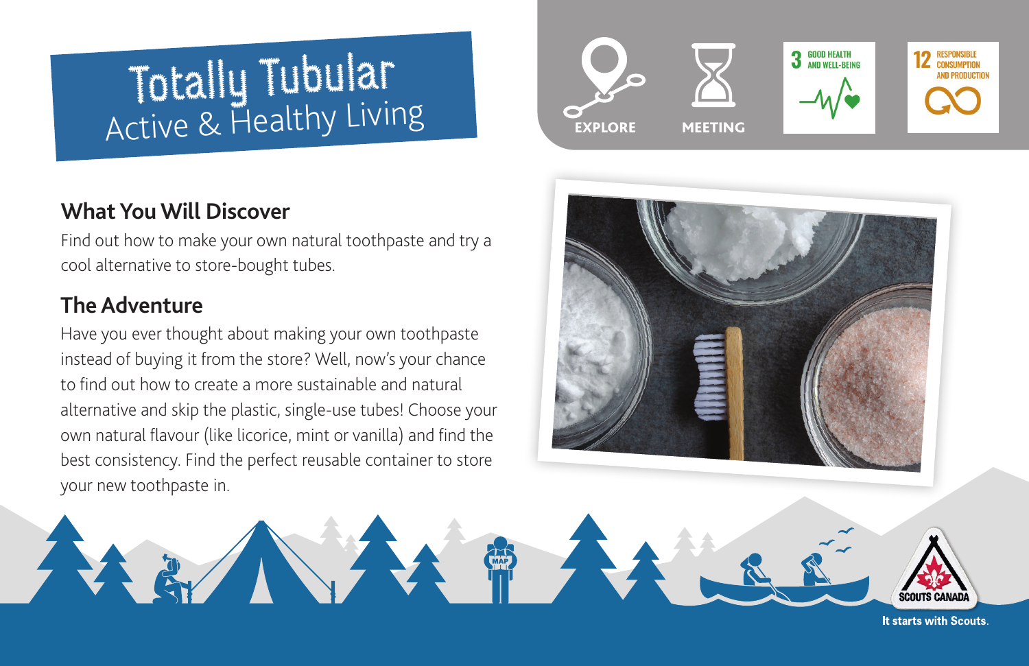# Totally Tubular
Active & Healthy Living

EXPLORE

MEETING

3 GOOD HEALTH AND WELL-BEING

12 RESPONSIBLE CONSUMPTION AND PRODUCTION

## What You Will Discover

Find out how to make your own natural toothpaste and try a cool alternative to store-bought tubes.

## The Adventure

Have you ever thought about making your own toothpaste instead of buying it from the store? Well, now's your chance to find out how to create a more sustainable and natural alternative and skip the plastic, single-use tubes! Choose your own natural flavour (like licorice, mint or vanilla) and find the best consistency. Find the perfect reusable container to store your new toothpaste in.

SCOUTS CANADA

It starts with Scouts.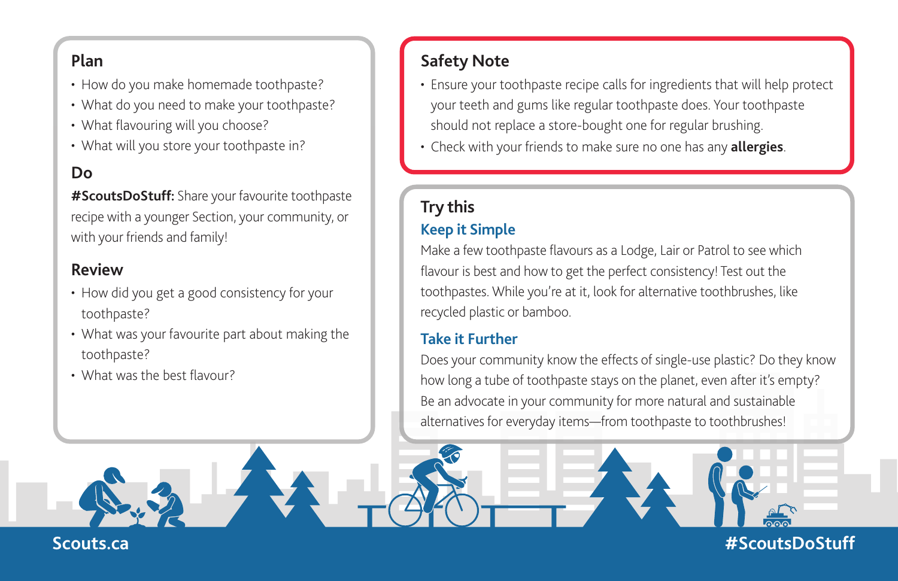## Plan

- How do you make homemade toothpaste?
- What do you need to make your toothpaste?
- What flavouring will you choose?
- What will you store your toothpaste in?

## Do

**#ScoutsDoStuff:** Share your favourite toothpaste recipe with a younger Section, your community, or with your friends and family!

## Review

- How did you get a good consistency for your toothpaste?
- What was your favourite part about making the toothpaste?
- What was the best flavour?

## Safety Note

- Ensure your toothpaste recipe calls for ingredients that will help protect your teeth and gums like regular toothpaste does. Your toothpaste should not replace a store-bought one for regular brushing.
- Check with your friends to make sure no one has any **allergies**.

## Try this

### Keep it Simple

Make a few toothpaste flavours as a Lodge, Lair or Patrol to see which flavour is best and how to get the perfect consistency! Test out the toothpastes. While you're at it, look for alternative toothbrushes, like recycled plastic or bamboo.

### Take it Further

Does your community know the effects of single-use plastic? Do they know how long a tube of toothpaste stays on the planet, even after it's empty? Be an advocate in your community for more natural and sustainable alternatives for everyday items—from toothpaste to toothbrushes!

Scouts.ca

#ScoutsDoStuff